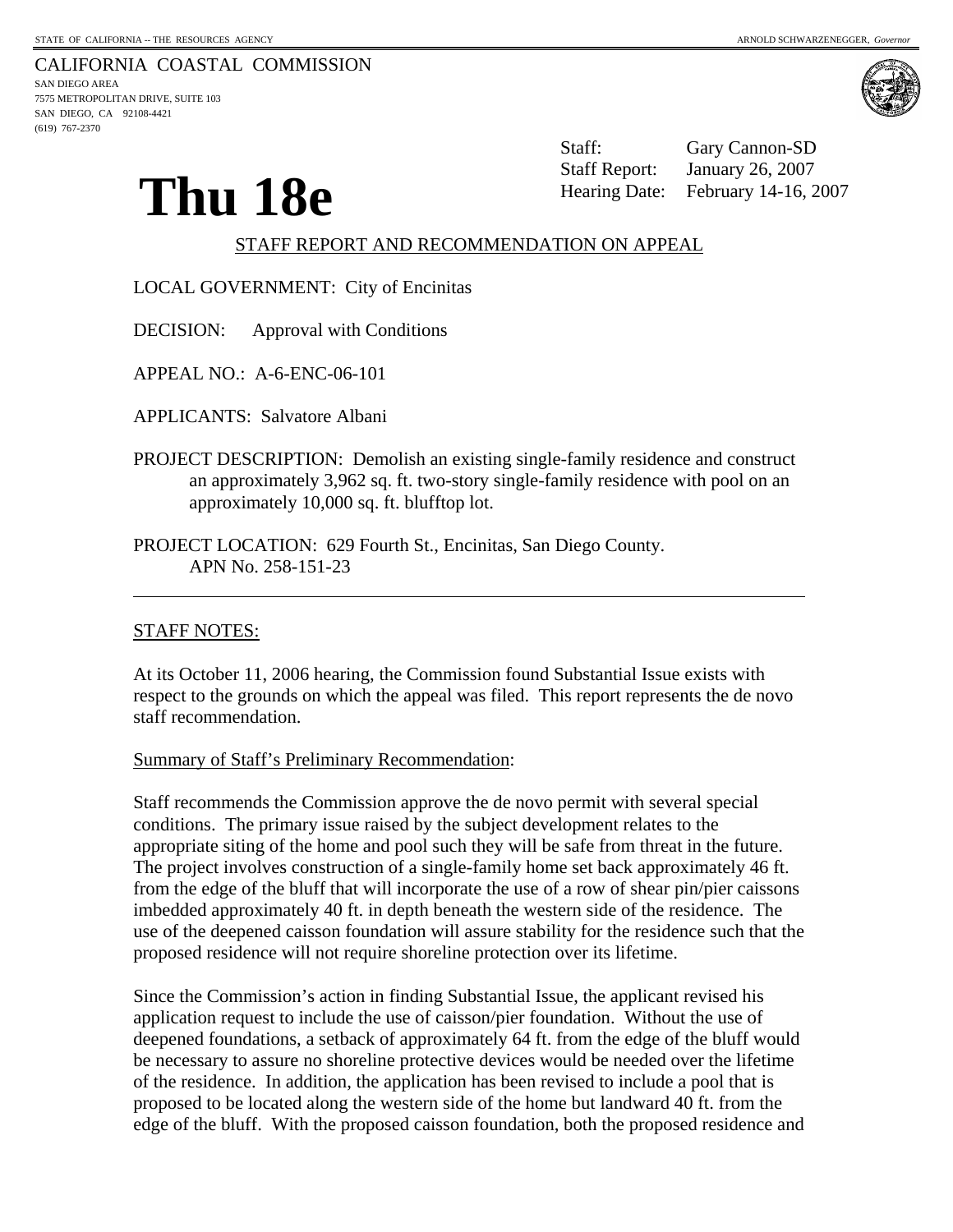STATE OF CALIFORNIA -- THE RESOURCES AGENCY | ARNOLD SCHWARZENEGGER, *Governor*

CALIFORNIA COASTAL COMMISSION
SAN DIEGO AREA
7575 METROPOLITAN DRIVE, SUITE 103
SAN DIEGO, CA 92108-4421
(619) 767-2370

# Thu 18e

Staff: Gary Cannon-SD
Staff Report: January 26, 2007
Hearing Date: February 14-16, 2007

## STAFF REPORT AND RECOMMENDATION ON APPEAL

LOCAL GOVERNMENT: City of Encinitas

DECISION: Approval with Conditions

APPEAL NO.: A-6-ENC-06-101

APPLICANTS: Salvatore Albani

PROJECT DESCRIPTION: Demolish an existing single-family residence and construct an approximately 3,962 sq. ft. two-story single-family residence with pool on an approximately 10,000 sq. ft. blufftop lot.

PROJECT LOCATION: 629 Fourth St., Encinitas, San Diego County. APN No. 258-151-23

---

STAFF NOTES:

At its October 11, 2006 hearing, the Commission found Substantial Issue exists with respect to the grounds on which the appeal was filed. This report represents the de novo staff recommendation.

Summary of Staff's Preliminary Recommendation:

Staff recommends the Commission approve the de novo permit with several special conditions. The primary issue raised by the subject development relates to the appropriate siting of the home and pool such they will be safe from threat in the future. The project involves construction of a single-family home set back approximately 46 ft. from the edge of the bluff that will incorporate the use of a row of shear pin/pier caissons imbedded approximately 40 ft. in depth beneath the western side of the residence. The use of the deepened caisson foundation will assure stability for the residence such that the proposed residence will not require shoreline protection over its lifetime.

Since the Commission's action in finding Substantial Issue, the applicant revised his application request to include the use of caisson/pier foundation. Without the use of deepened foundations, a setback of approximately 64 ft. from the edge of the bluff would be necessary to assure no shoreline protective devices would be needed over the lifetime of the residence. In addition, the application has been revised to include a pool that is proposed to be located along the western side of the home but landward 40 ft. from the edge of the bluff. With the proposed caisson foundation, both the proposed residence and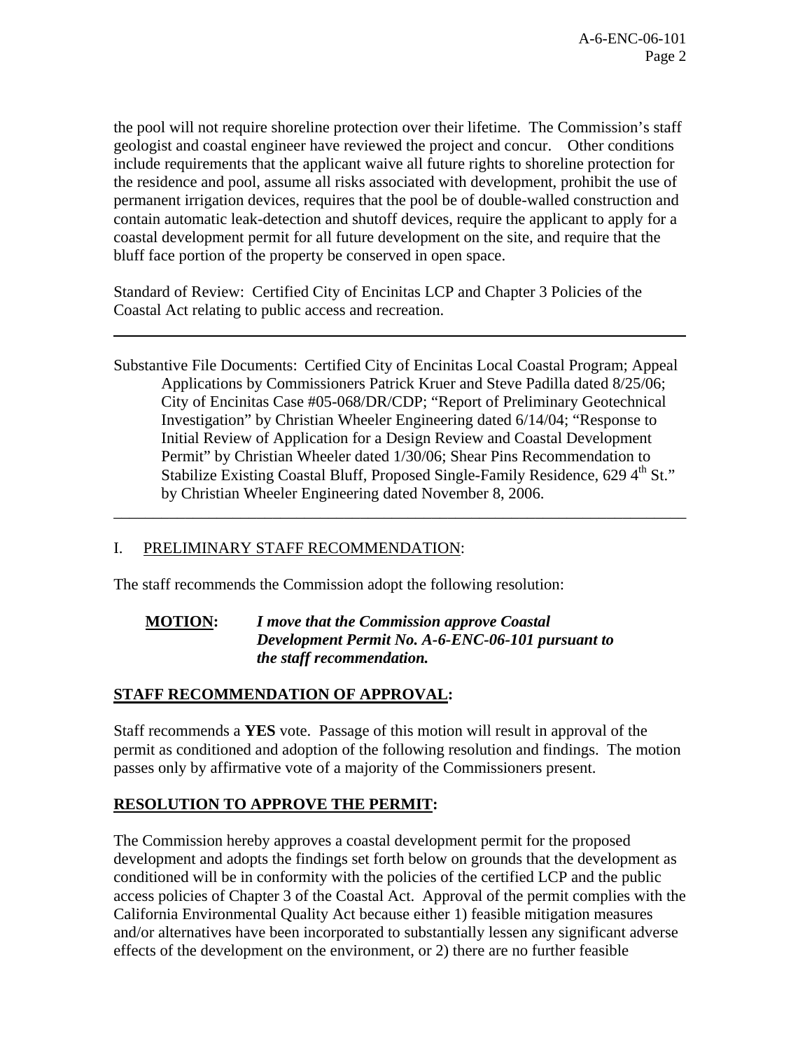the pool will not require shoreline protection over their lifetime. The Commission's staff geologist and coastal engineer have reviewed the project and concur. Other conditions include requirements that the applicant waive all future rights to shoreline protection for the residence and pool, assume all risks associated with development, prohibit the use of permanent irrigation devices, requires that the pool be of double-walled construction and contain automatic leak-detection and shutoff devices, require the applicant to apply for a coastal development permit for all future development on the site, and require that the bluff face portion of the property be conserved in open space.

Standard of Review: Certified City of Encinitas LCP and Chapter 3 Policies of the Coastal Act relating to public access and recreation.

---

Substantive File Documents: Certified City of Encinitas Local Coastal Program; Appeal Applications by Commissioners Patrick Kruer and Steve Padilla dated 8/25/06; City of Encinitas Case #05-068/DR/CDP; "Report of Preliminary Geotechnical Investigation" by Christian Wheeler Engineering dated 6/14/04; "Response to Initial Review of Application for a Design Review and Coastal Development Permit" by Christian Wheeler dated 1/30/06; Shear Pins Recommendation to Stabilize Existing Coastal Bluff, Proposed Single-Family Residence, 629 4th St." by Christian Wheeler Engineering dated November 8, 2006.

---

## I. PRELIMINARY STAFF RECOMMENDATION:

The staff recommends the Commission adopt the following resolution:

**MOTION:** ***I move that the Commission approve Coastal Development Permit No. A-6-ENC-06-101 pursuant to the staff recommendation.***

**STAFF RECOMMENDATION OF APPROVAL:**

Staff recommends a **YES** vote. Passage of this motion will result in approval of the permit as conditioned and adoption of the following resolution and findings. The motion passes only by affirmative vote of a majority of the Commissioners present.

**RESOLUTION TO APPROVE THE PERMIT:**

The Commission hereby approves a coastal development permit for the proposed development and adopts the findings set forth below on grounds that the development as conditioned will be in conformity with the policies of the certified LCP and the public access policies of Chapter 3 of the Coastal Act. Approval of the permit complies with the California Environmental Quality Act because either 1) feasible mitigation measures and/or alternatives have been incorporated to substantially lessen any significant adverse effects of the development on the environment, or 2) there are no further feasible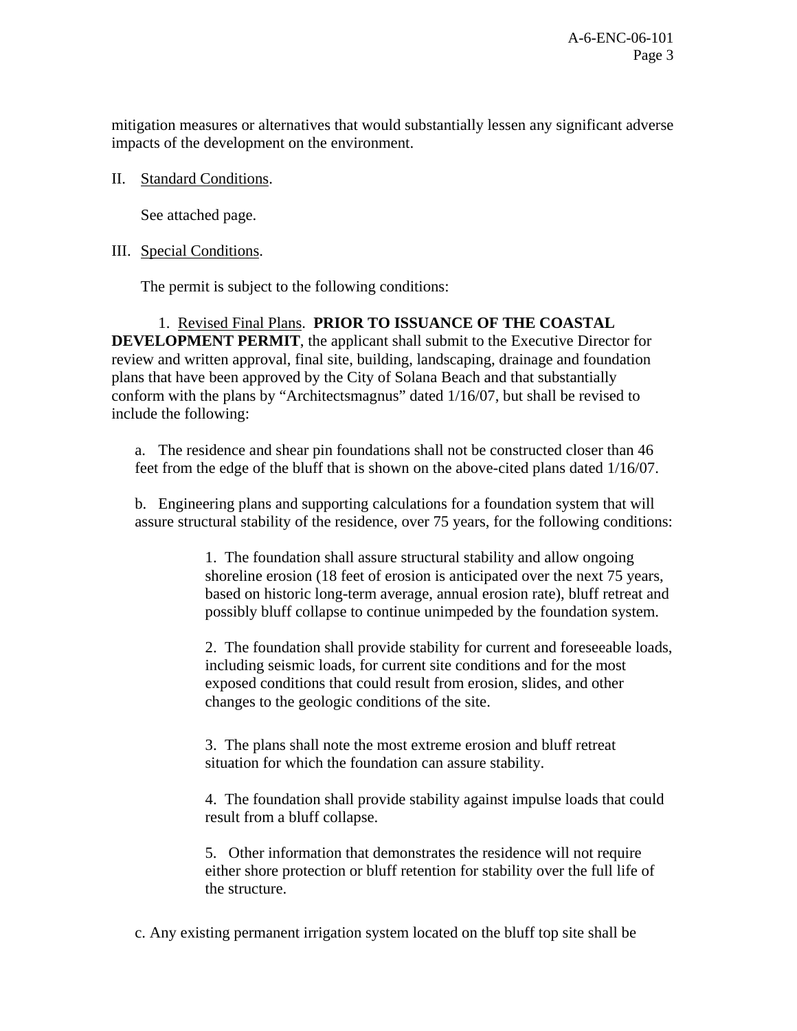mitigation measures or alternatives that would substantially lessen any significant adverse impacts of the development on the environment.

II. Standard Conditions.

See attached page.

III. Special Conditions.

The permit is subject to the following conditions:

1. Revised Final Plans. **PRIOR TO ISSUANCE OF THE COASTAL DEVELOPMENT PERMIT**, the applicant shall submit to the Executive Director for review and written approval, final site, building, landscaping, drainage and foundation plans that have been approved by the City of Solana Beach and that substantially conform with the plans by "Architectsmagnus" dated 1/16/07, but shall be revised to include the following:

a. The residence and shear pin foundations shall not be constructed closer than 46 feet from the edge of the bluff that is shown on the above-cited plans dated 1/16/07.

b. Engineering plans and supporting calculations for a foundation system that will assure structural stability of the residence, over 75 years, for the following conditions:

1. The foundation shall assure structural stability and allow ongoing shoreline erosion (18 feet of erosion is anticipated over the next 75 years, based on historic long-term average, annual erosion rate), bluff retreat and possibly bluff collapse to continue unimpeded by the foundation system.

2. The foundation shall provide stability for current and foreseeable loads, including seismic loads, for current site conditions and for the most exposed conditions that could result from erosion, slides, and other changes to the geologic conditions of the site.

3. The plans shall note the most extreme erosion and bluff retreat situation for which the foundation can assure stability.

4. The foundation shall provide stability against impulse loads that could result from a bluff collapse.

5. Other information that demonstrates the residence will not require either shore protection or bluff retention for stability over the full life of the structure.

c. Any existing permanent irrigation system located on the bluff top site shall be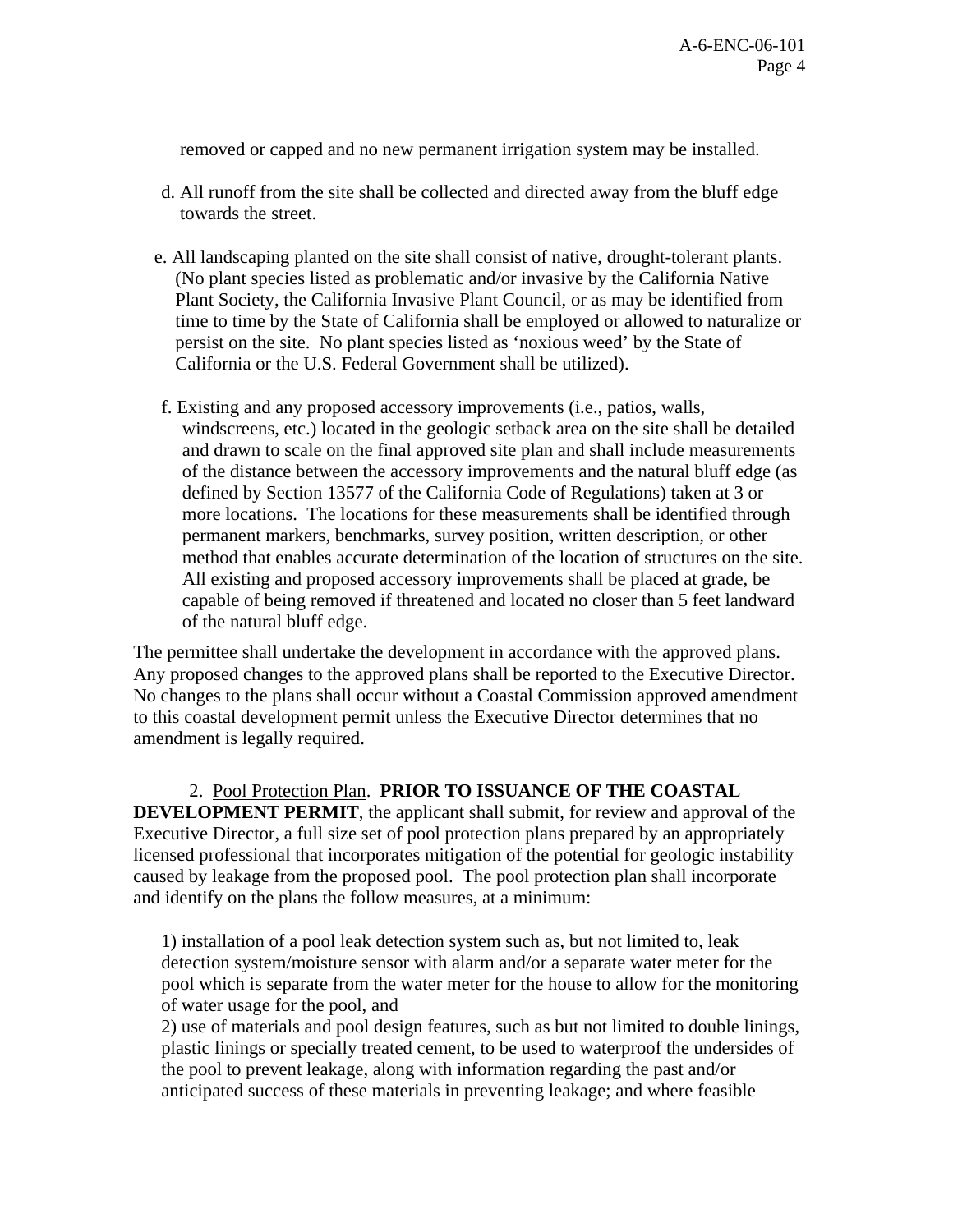removed or capped and no new permanent irrigation system may be installed.

d. All runoff from the site shall be collected and directed away from the bluff edge towards the street.

e. All landscaping planted on the site shall consist of native, drought-tolerant plants. (No plant species listed as problematic and/or invasive by the California Native Plant Society, the California Invasive Plant Council, or as may be identified from time to time by the State of California shall be employed or allowed to naturalize or persist on the site. No plant species listed as 'noxious weed' by the State of California or the U.S. Federal Government shall be utilized).

f. Existing and any proposed accessory improvements (i.e., patios, walls, windscreens, etc.) located in the geologic setback area on the site shall be detailed and drawn to scale on the final approved site plan and shall include measurements of the distance between the accessory improvements and the natural bluff edge (as defined by Section 13577 of the California Code of Regulations) taken at 3 or more locations. The locations for these measurements shall be identified through permanent markers, benchmarks, survey position, written description, or other method that enables accurate determination of the location of structures on the site. All existing and proposed accessory improvements shall be placed at grade, be capable of being removed if threatened and located no closer than 5 feet landward of the natural bluff edge.

The permittee shall undertake the development in accordance with the approved plans. Any proposed changes to the approved plans shall be reported to the Executive Director. No changes to the plans shall occur without a Coastal Commission approved amendment to this coastal development permit unless the Executive Director determines that no amendment is legally required.

2. Pool Protection Plan. **PRIOR TO ISSUANCE OF THE COASTAL DEVELOPMENT PERMIT**, the applicant shall submit, for review and approval of the Executive Director, a full size set of pool protection plans prepared by an appropriately licensed professional that incorporates mitigation of the potential for geologic instability caused by leakage from the proposed pool. The pool protection plan shall incorporate and identify on the plans the follow measures, at a minimum:

1) installation of a pool leak detection system such as, but not limited to, leak detection system/moisture sensor with alarm and/or a separate water meter for the pool which is separate from the water meter for the house to allow for the monitoring of water usage for the pool, and
2) use of materials and pool design features, such as but not limited to double linings, plastic linings or specially treated cement, to be used to waterproof the undersides of the pool to prevent leakage, along with information regarding the past and/or anticipated success of these materials in preventing leakage; and where feasible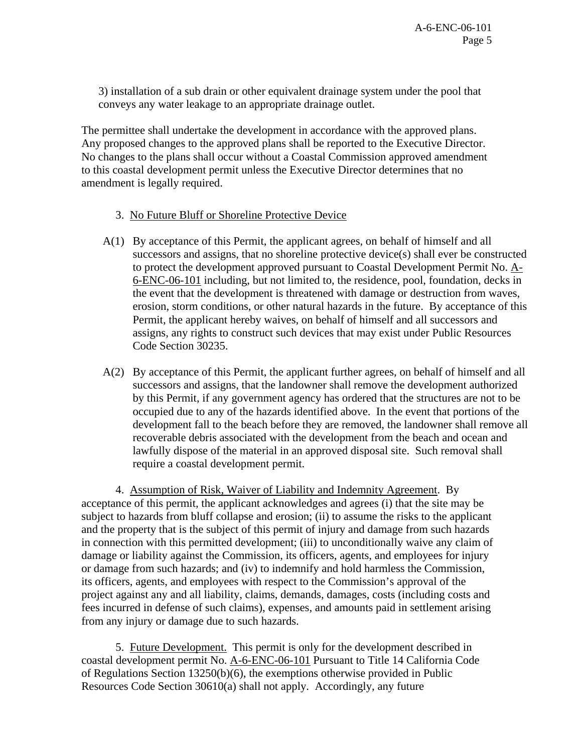3) installation of a sub drain or other equivalent drainage system under the pool that conveys any water leakage to an appropriate drainage outlet.

The permittee shall undertake the development in accordance with the approved plans. Any proposed changes to the approved plans shall be reported to the Executive Director. No changes to the plans shall occur without a Coastal Commission approved amendment to this coastal development permit unless the Executive Director determines that no amendment is legally required.

3. No Future Bluff or Shoreline Protective Device

A(1) By acceptance of this Permit, the applicant agrees, on behalf of himself and all successors and assigns, that no shoreline protective device(s) shall ever be constructed to protect the development approved pursuant to Coastal Development Permit No. A-6-ENC-06-101 including, but not limited to, the residence, pool, foundation, decks in the event that the development is threatened with damage or destruction from waves, erosion, storm conditions, or other natural hazards in the future. By acceptance of this Permit, the applicant hereby waives, on behalf of himself and all successors and assigns, any rights to construct such devices that may exist under Public Resources Code Section 30235.

A(2) By acceptance of this Permit, the applicant further agrees, on behalf of himself and all successors and assigns, that the landowner shall remove the development authorized by this Permit, if any government agency has ordered that the structures are not to be occupied due to any of the hazards identified above. In the event that portions of the development fall to the beach before they are removed, the landowner shall remove all recoverable debris associated with the development from the beach and ocean and lawfully dispose of the material in an approved disposal site. Such removal shall require a coastal development permit.

4. Assumption of Risk, Waiver of Liability and Indemnity Agreement. By acceptance of this permit, the applicant acknowledges and agrees (i) that the site may be subject to hazards from bluff collapse and erosion; (ii) to assume the risks to the applicant and the property that is the subject of this permit of injury and damage from such hazards in connection with this permitted development; (iii) to unconditionally waive any claim of damage or liability against the Commission, its officers, agents, and employees for injury or damage from such hazards; and (iv) to indemnify and hold harmless the Commission, its officers, agents, and employees with respect to the Commission's approval of the project against any and all liability, claims, demands, damages, costs (including costs and fees incurred in defense of such claims), expenses, and amounts paid in settlement arising from any injury or damage due to such hazards.

5. Future Development. This permit is only for the development described in coastal development permit No. A-6-ENC-06-101 Pursuant to Title 14 California Code of Regulations Section 13250(b)(6), the exemptions otherwise provided in Public Resources Code Section 30610(a) shall not apply. Accordingly, any future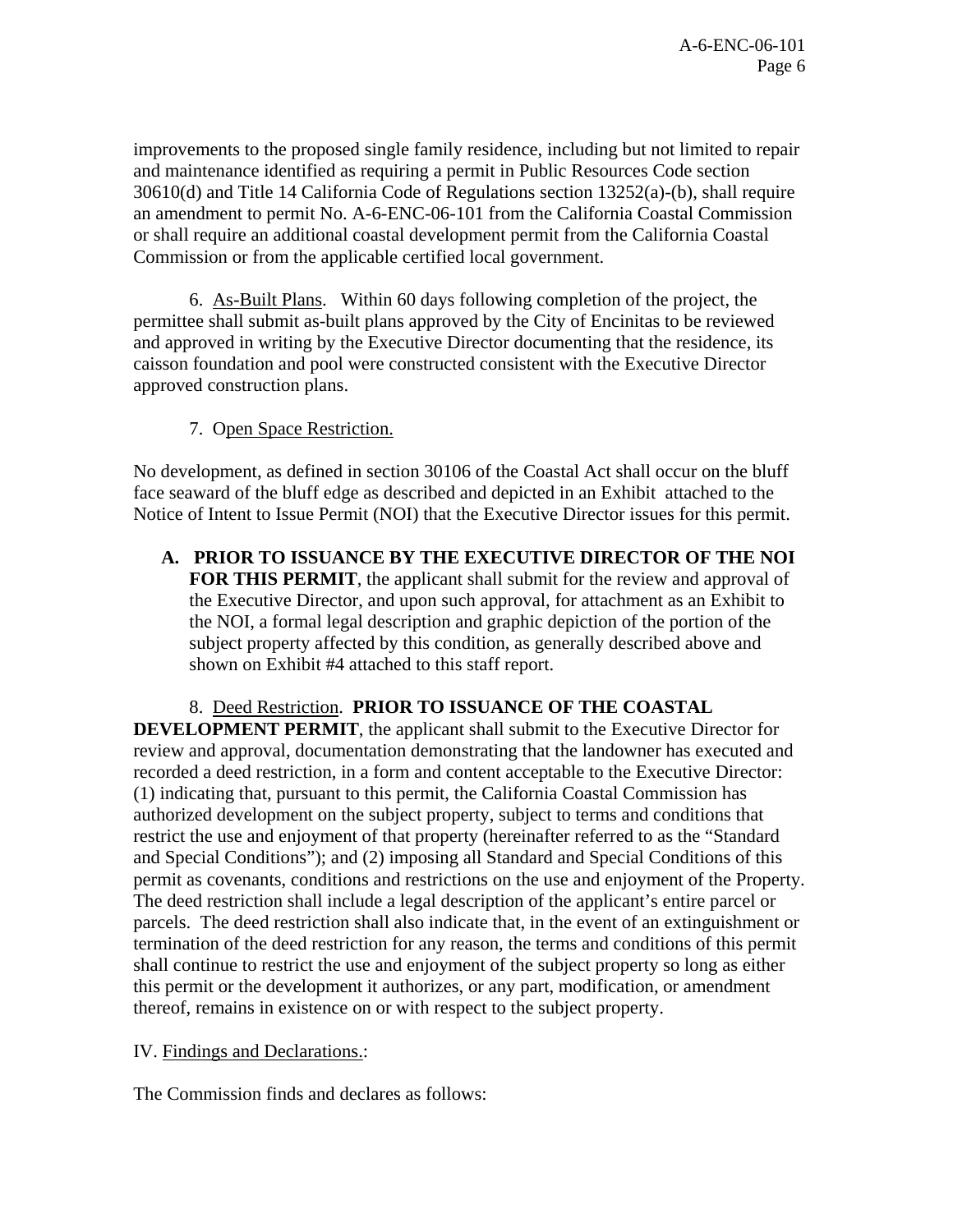improvements to the proposed single family residence, including but not limited to repair and maintenance identified as requiring a permit in Public Resources Code section 30610(d) and Title 14 California Code of Regulations section 13252(a)-(b), shall require an amendment to permit No. A-6-ENC-06-101 from the California Coastal Commission or shall require an additional coastal development permit from the California Coastal Commission or from the applicable certified local government.

6. As-Built Plans. Within 60 days following completion of the project, the permittee shall submit as-built plans approved by the City of Encinitas to be reviewed and approved in writing by the Executive Director documenting that the residence, its caisson foundation and pool were constructed consistent with the Executive Director approved construction plans.

7. Open Space Restriction.

No development, as defined in section 30106 of the Coastal Act shall occur on the bluff face seaward of the bluff edge as described and depicted in an Exhibit attached to the Notice of Intent to Issue Permit (NOI) that the Executive Director issues for this permit.

**A. PRIOR TO ISSUANCE BY THE EXECUTIVE DIRECTOR OF THE NOI FOR THIS PERMIT**, the applicant shall submit for the review and approval of the Executive Director, and upon such approval, for attachment as an Exhibit to the NOI, a formal legal description and graphic depiction of the portion of the subject property affected by this condition, as generally described above and shown on Exhibit #4 attached to this staff report.

8. Deed Restriction. **PRIOR TO ISSUANCE OF THE COASTAL DEVELOPMENT PERMIT**, the applicant shall submit to the Executive Director for review and approval, documentation demonstrating that the landowner has executed and recorded a deed restriction, in a form and content acceptable to the Executive Director: (1) indicating that, pursuant to this permit, the California Coastal Commission has authorized development on the subject property, subject to terms and conditions that restrict the use and enjoyment of that property (hereinafter referred to as the "Standard and Special Conditions"); and (2) imposing all Standard and Special Conditions of this permit as covenants, conditions and restrictions on the use and enjoyment of the Property. The deed restriction shall include a legal description of the applicant's entire parcel or parcels. The deed restriction shall also indicate that, in the event of an extinguishment or termination of the deed restriction for any reason, the terms and conditions of this permit shall continue to restrict the use and enjoyment of the subject property so long as either this permit or the development it authorizes, or any part, modification, or amendment thereof, remains in existence on or with respect to the subject property.

IV. Findings and Declarations.:

The Commission finds and declares as follows: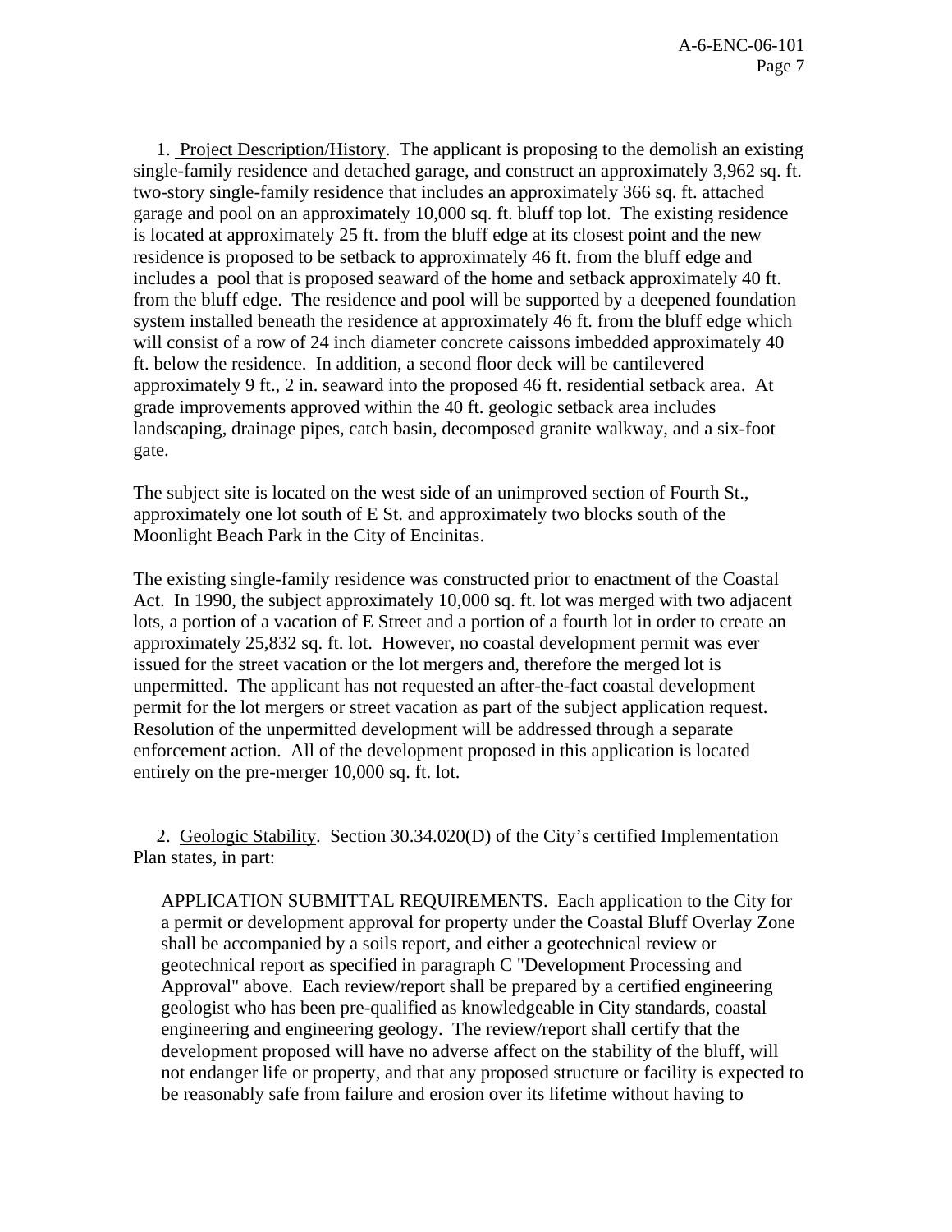1. Project Description/History. The applicant is proposing to the demolish an existing single-family residence and detached garage, and construct an approximately 3,962 sq. ft. two-story single-family residence that includes an approximately 366 sq. ft. attached garage and pool on an approximately 10,000 sq. ft. bluff top lot. The existing residence is located at approximately 25 ft. from the bluff edge at its closest point and the new residence is proposed to be setback to approximately 46 ft. from the bluff edge and includes a pool that is proposed seaward of the home and setback approximately 40 ft. from the bluff edge. The residence and pool will be supported by a deepened foundation system installed beneath the residence at approximately 46 ft. from the bluff edge which will consist of a row of 24 inch diameter concrete caissons imbedded approximately 40 ft. below the residence. In addition, a second floor deck will be cantilevered approximately 9 ft., 2 in. seaward into the proposed 46 ft. residential setback area. At grade improvements approved within the 40 ft. geologic setback area includes landscaping, drainage pipes, catch basin, decomposed granite walkway, and a six-foot gate.

The subject site is located on the west side of an unimproved section of Fourth St., approximately one lot south of E St. and approximately two blocks south of the Moonlight Beach Park in the City of Encinitas.

The existing single-family residence was constructed prior to enactment of the Coastal Act. In 1990, the subject approximately 10,000 sq. ft. lot was merged with two adjacent lots, a portion of a vacation of E Street and a portion of a fourth lot in order to create an approximately 25,832 sq. ft. lot. However, no coastal development permit was ever issued for the street vacation or the lot mergers and, therefore the merged lot is unpermitted. The applicant has not requested an after-the-fact coastal development permit for the lot mergers or street vacation as part of the subject application request. Resolution of the unpermitted development will be addressed through a separate enforcement action. All of the development proposed in this application is located entirely on the pre-merger 10,000 sq. ft. lot.

2. Geologic Stability. Section 30.34.020(D) of the City's certified Implementation Plan states, in part:

> APPLICATION SUBMITTAL REQUIREMENTS. Each application to the City for a permit or development approval for property under the Coastal Bluff Overlay Zone shall be accompanied by a soils report, and either a geotechnical review or geotechnical report as specified in paragraph C "Development Processing and Approval" above. Each review/report shall be prepared by a certified engineering geologist who has been pre-qualified as knowledgeable in City standards, coastal engineering and engineering geology. The review/report shall certify that the development proposed will have no adverse affect on the stability of the bluff, will not endanger life or property, and that any proposed structure or facility is expected to be reasonably safe from failure and erosion over its lifetime without having to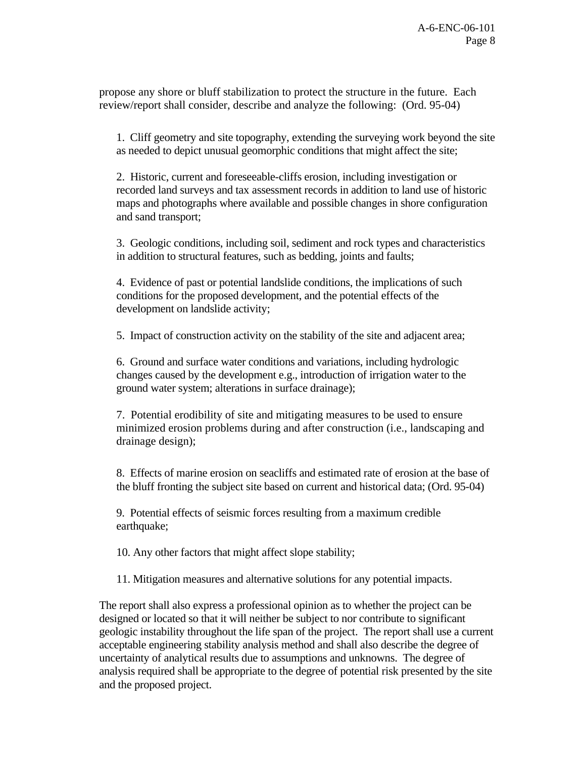propose any shore or bluff stabilization to protect the structure in the future. Each review/report shall consider, describe and analyze the following: (Ord. 95-04)

1. Cliff geometry and site topography, extending the surveying work beyond the site as needed to depict unusual geomorphic conditions that might affect the site;

2. Historic, current and foreseeable-cliffs erosion, including investigation or recorded land surveys and tax assessment records in addition to land use of historic maps and photographs where available and possible changes in shore configuration and sand transport;

3. Geologic conditions, including soil, sediment and rock types and characteristics in addition to structural features, such as bedding, joints and faults;

4. Evidence of past or potential landslide conditions, the implications of such conditions for the proposed development, and the potential effects of the development on landslide activity;

5. Impact of construction activity on the stability of the site and adjacent area;

6. Ground and surface water conditions and variations, including hydrologic changes caused by the development e.g., introduction of irrigation water to the ground water system; alterations in surface drainage);

7. Potential erodibility of site and mitigating measures to be used to ensure minimized erosion problems during and after construction (i.e., landscaping and drainage design);

8. Effects of marine erosion on seacliffs and estimated rate of erosion at the base of the bluff fronting the subject site based on current and historical data; (Ord. 95-04)

9. Potential effects of seismic forces resulting from a maximum credible earthquake;

10. Any other factors that might affect slope stability;

11. Mitigation measures and alternative solutions for any potential impacts.

The report shall also express a professional opinion as to whether the project can be designed or located so that it will neither be subject to nor contribute to significant geologic instability throughout the life span of the project. The report shall use a current acceptable engineering stability analysis method and shall also describe the degree of uncertainty of analytical results due to assumptions and unknowns. The degree of analysis required shall be appropriate to the degree of potential risk presented by the site and the proposed project.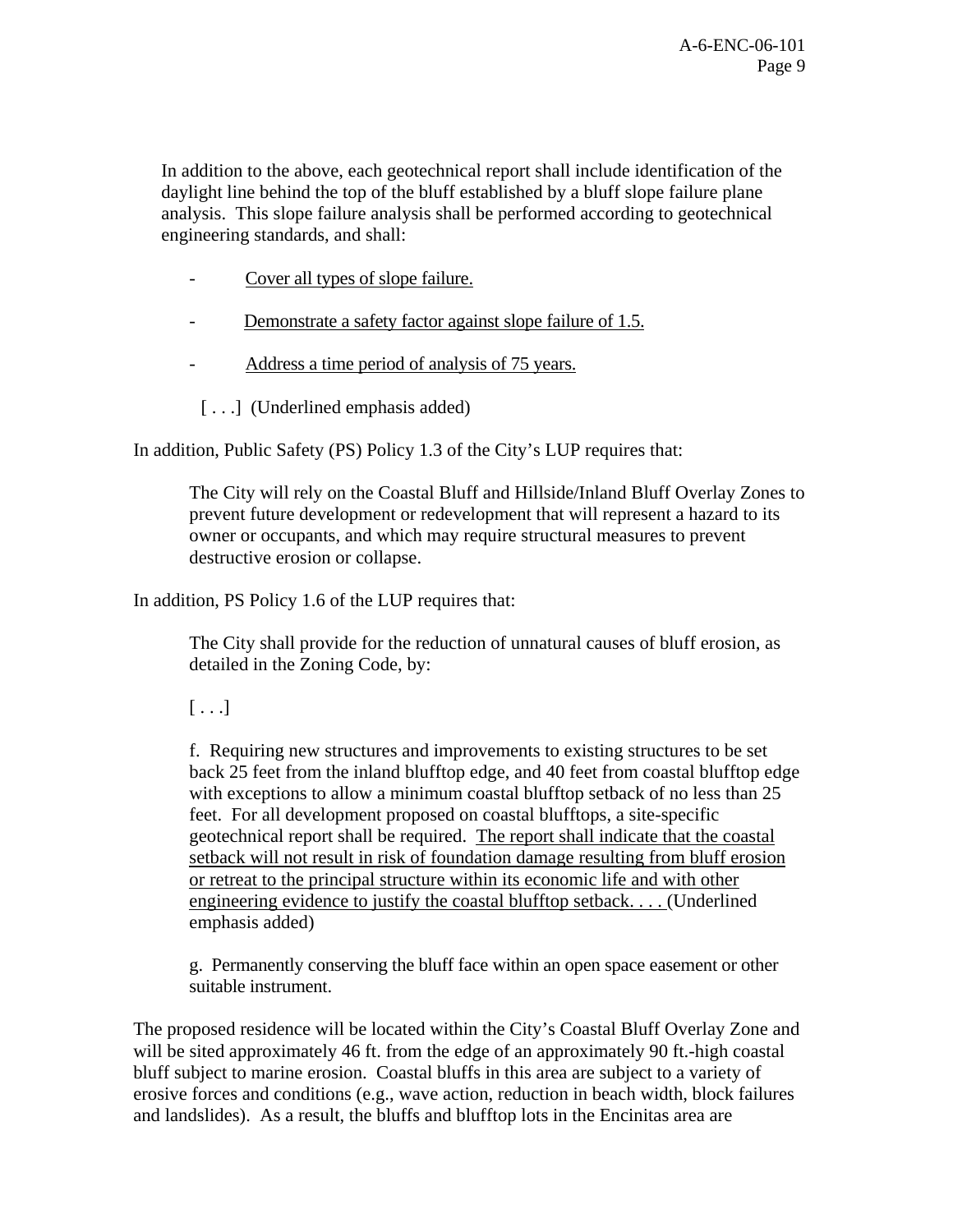In addition to the above, each geotechnical report shall include identification of the daylight line behind the top of the bluff established by a bluff slope failure plane analysis. This slope failure analysis shall be performed according to geotechnical engineering standards, and shall:

- <u>Cover all types of slope failure.</u>
- <u>Demonstrate a safety factor against slope failure of 1.5.</u>
- <u>Address a time period of analysis of 75 years.</u>

[ . . .] (Underlined emphasis added)

In addition, Public Safety (PS) Policy 1.3 of the City's LUP requires that:

> The City will rely on the Coastal Bluff and Hillside/Inland Bluff Overlay Zones to prevent future development or redevelopment that will represent a hazard to its owner or occupants, and which may require structural measures to prevent destructive erosion or collapse.

In addition, PS Policy 1.6 of the LUP requires that:

> The City shall provide for the reduction of unnatural causes of bluff erosion, as detailed in the Zoning Code, by:
>
> [ . . .]
>
> f. Requiring new structures and improvements to existing structures to be set back 25 feet from the inland blufftop edge, and 40 feet from coastal blufftop edge with exceptions to allow a minimum coastal blufftop setback of no less than 25 feet. For all development proposed on coastal blufftops, a site-specific geotechnical report shall be required. <u>The report shall indicate that the coastal setback will not result in risk of foundation damage resulting from bluff erosion or retreat to the principal structure within its economic life and with other engineering evidence to justify the coastal blufftop setback. . . .</u> (Underlined emphasis added)
>
> g. Permanently conserving the bluff face within an open space easement or other suitable instrument.

The proposed residence will be located within the City's Coastal Bluff Overlay Zone and will be sited approximately 46 ft. from the edge of an approximately 90 ft.-high coastal bluff subject to marine erosion. Coastal bluffs in this area are subject to a variety of erosive forces and conditions (e.g., wave action, reduction in beach width, block failures and landslides). As a result, the bluffs and blufftop lots in the Encinitas area are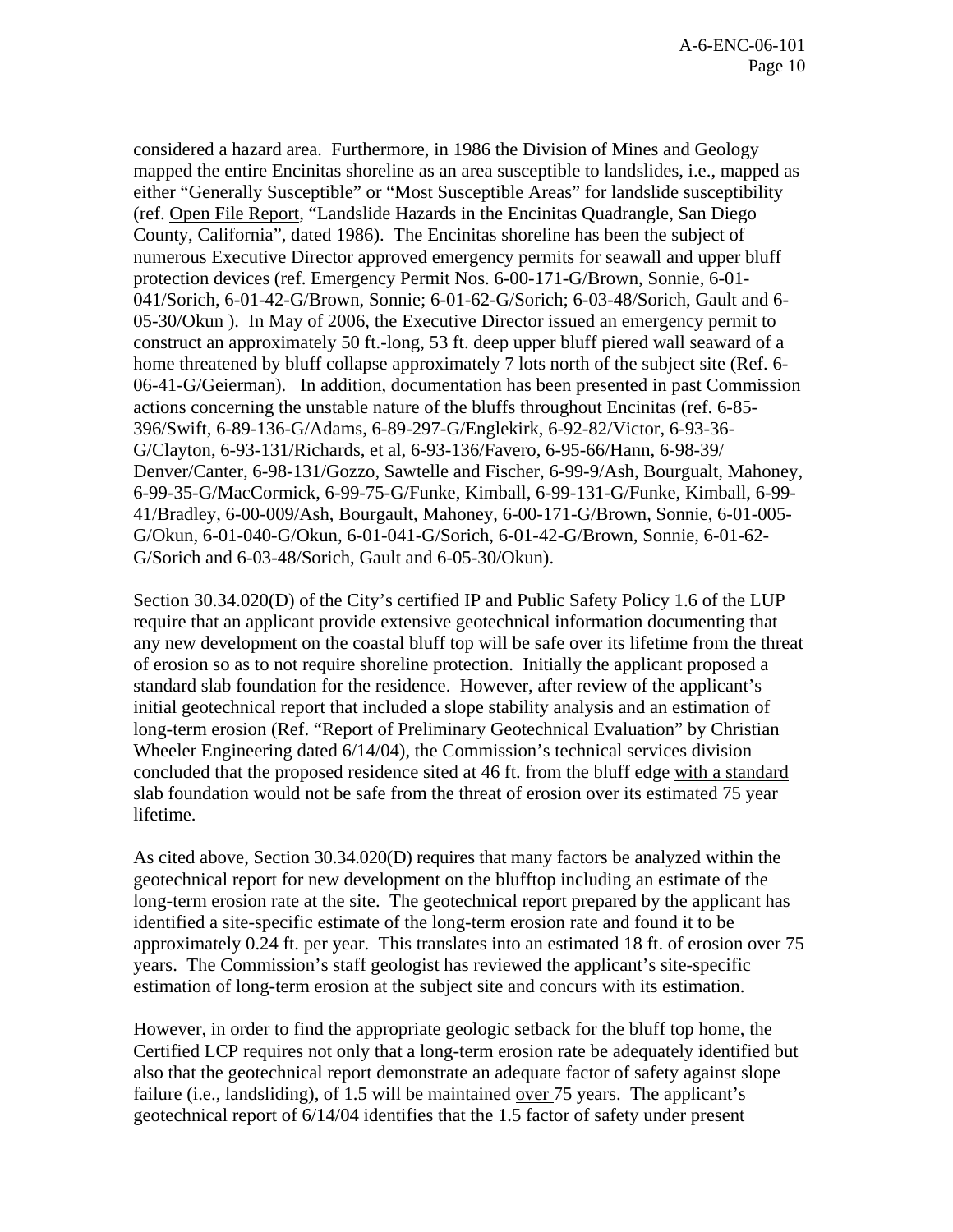considered a hazard area. Furthermore, in 1986 the Division of Mines and Geology mapped the entire Encinitas shoreline as an area susceptible to landslides, i.e., mapped as either "Generally Susceptible" or "Most Susceptible Areas" for landslide susceptibility (ref. Open File Report, "Landslide Hazards in the Encinitas Quadrangle, San Diego County, California", dated 1986). The Encinitas shoreline has been the subject of numerous Executive Director approved emergency permits for seawall and upper bluff protection devices (ref. Emergency Permit Nos. 6-00-171-G/Brown, Sonnie, 6-01-041/Sorich, 6-01-42-G/Brown, Sonnie; 6-01-62-G/Sorich; 6-03-48/Sorich, Gault and 6-05-30/Okun ). In May of 2006, the Executive Director issued an emergency permit to construct an approximately 50 ft.-long, 53 ft. deep upper bluff piered wall seaward of a home threatened by bluff collapse approximately 7 lots north of the subject site (Ref. 6-06-41-G/Geierman). In addition, documentation has been presented in past Commission actions concerning the unstable nature of the bluffs throughout Encinitas (ref. 6-85-396/Swift, 6-89-136-G/Adams, 6-89-297-G/Englekirk, 6-92-82/Victor, 6-93-36-G/Clayton, 6-93-131/Richards, et al, 6-93-136/Favero, 6-95-66/Hann, 6-98-39/Denver/Canter, 6-98-131/Gozzo, Sawtelle and Fischer, 6-99-9/Ash, Bourgualt, Mahoney, 6-99-35-G/MacCormick, 6-99-75-G/Funke, Kimball, 6-99-131-G/Funke, Kimball, 6-99-41/Bradley, 6-00-009/Ash, Bourgault, Mahoney, 6-00-171-G/Brown, Sonnie, 6-01-005-G/Okun, 6-01-040-G/Okun, 6-01-041-G/Sorich, 6-01-42-G/Brown, Sonnie, 6-01-62-G/Sorich and 6-03-48/Sorich, Gault and 6-05-30/Okun).

Section 30.34.020(D) of the City's certified IP and Public Safety Policy 1.6 of the LUP require that an applicant provide extensive geotechnical information documenting that any new development on the coastal bluff top will be safe over its lifetime from the threat of erosion so as to not require shoreline protection. Initially the applicant proposed a standard slab foundation for the residence. However, after review of the applicant's initial geotechnical report that included a slope stability analysis and an estimation of long-term erosion (Ref. "Report of Preliminary Geotechnical Evaluation" by Christian Wheeler Engineering dated 6/14/04), the Commission's technical services division concluded that the proposed residence sited at 46 ft. from the bluff edge <u>with a standard slab foundation</u> would not be safe from the threat of erosion over its estimated 75 year lifetime.

As cited above, Section 30.34.020(D) requires that many factors be analyzed within the geotechnical report for new development on the blufftop including an estimate of the long-term erosion rate at the site. The geotechnical report prepared by the applicant has identified a site-specific estimate of the long-term erosion rate and found it to be approximately 0.24 ft. per year. This translates into an estimated 18 ft. of erosion over 75 years. The Commission's staff geologist has reviewed the applicant's site-specific estimation of long-term erosion at the subject site and concurs with its estimation.

However, in order to find the appropriate geologic setback for the bluff top home, the Certified LCP requires not only that a long-term erosion rate be adequately identified but also that the geotechnical report demonstrate an adequate factor of safety against slope failure (i.e., landsliding), of 1.5 will be maintained <u>over</u> 75 years. The applicant's geotechnical report of 6/14/04 identifies that the 1.5 factor of safety <u>under present</u>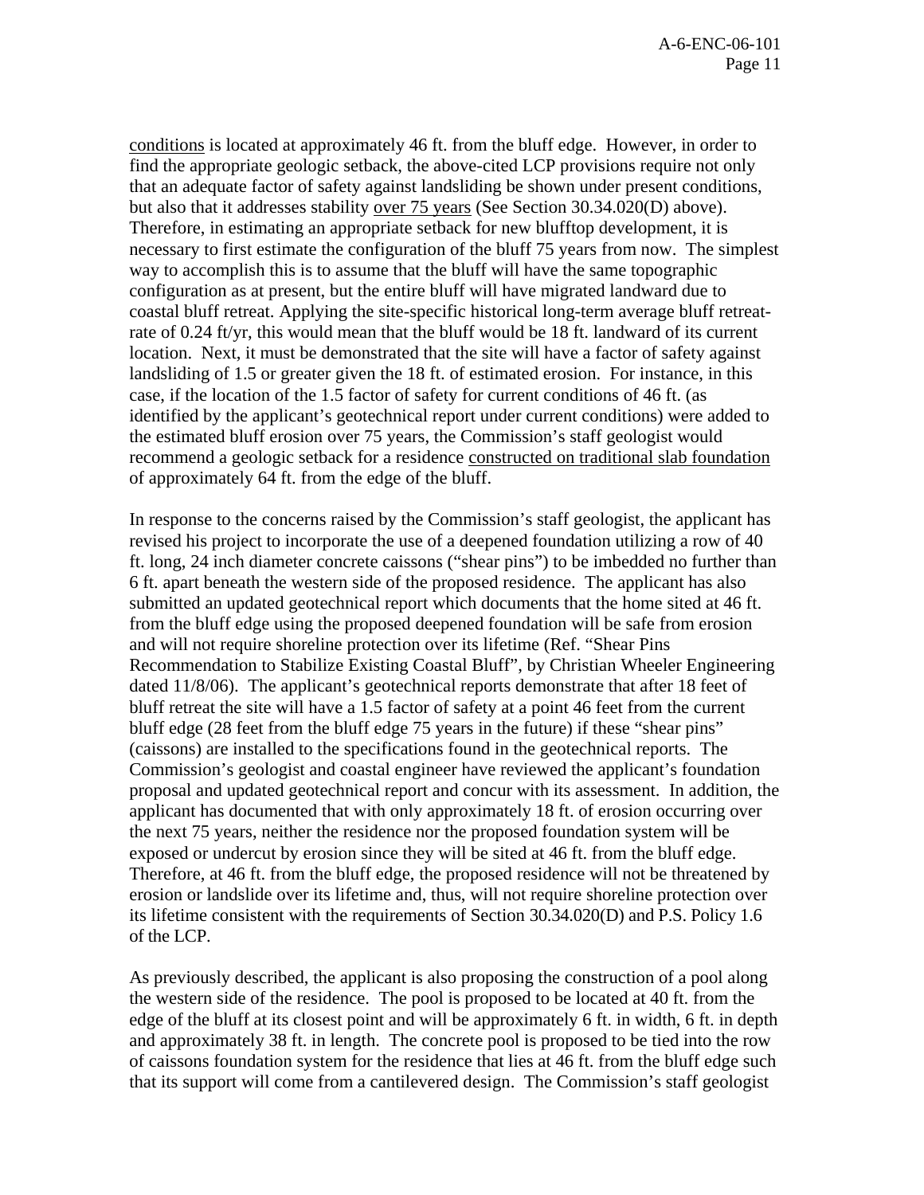conditions is located at approximately 46 ft. from the bluff edge. However, in order to find the appropriate geologic setback, the above-cited LCP provisions require not only that an adequate factor of safety against landsliding be shown under present conditions, but also that it addresses stability over 75 years (See Section 30.34.020(D) above). Therefore, in estimating an appropriate setback for new blufftop development, it is necessary to first estimate the configuration of the bluff 75 years from now. The simplest way to accomplish this is to assume that the bluff will have the same topographic configuration as at present, but the entire bluff will have migrated landward due to coastal bluff retreat. Applying the site-specific historical long-term average bluff retreat-rate of 0.24 ft/yr, this would mean that the bluff would be 18 ft. landward of its current location. Next, it must be demonstrated that the site will have a factor of safety against landsliding of 1.5 or greater given the 18 ft. of estimated erosion. For instance, in this case, if the location of the 1.5 factor of safety for current conditions of 46 ft. (as identified by the applicant's geotechnical report under current conditions) were added to the estimated bluff erosion over 75 years, the Commission's staff geologist would recommend a geologic setback for a residence constructed on traditional slab foundation of approximately 64 ft. from the edge of the bluff.

In response to the concerns raised by the Commission's staff geologist, the applicant has revised his project to incorporate the use of a deepened foundation utilizing a row of 40 ft. long, 24 inch diameter concrete caissons ("shear pins") to be imbedded no further than 6 ft. apart beneath the western side of the proposed residence. The applicant has also submitted an updated geotechnical report which documents that the home sited at 46 ft. from the bluff edge using the proposed deepened foundation will be safe from erosion and will not require shoreline protection over its lifetime (Ref. "Shear Pins Recommendation to Stabilize Existing Coastal Bluff", by Christian Wheeler Engineering dated 11/8/06). The applicant's geotechnical reports demonstrate that after 18 feet of bluff retreat the site will have a 1.5 factor of safety at a point 46 feet from the current bluff edge (28 feet from the bluff edge 75 years in the future) if these "shear pins" (caissons) are installed to the specifications found in the geotechnical reports. The Commission's geologist and coastal engineer have reviewed the applicant's foundation proposal and updated geotechnical report and concur with its assessment. In addition, the applicant has documented that with only approximately 18 ft. of erosion occurring over the next 75 years, neither the residence nor the proposed foundation system will be exposed or undercut by erosion since they will be sited at 46 ft. from the bluff edge. Therefore, at 46 ft. from the bluff edge, the proposed residence will not be threatened by erosion or landslide over its lifetime and, thus, will not require shoreline protection over its lifetime consistent with the requirements of Section 30.34.020(D) and P.S. Policy 1.6 of the LCP.

As previously described, the applicant is also proposing the construction of a pool along the western side of the residence. The pool is proposed to be located at 40 ft. from the edge of the bluff at its closest point and will be approximately 6 ft. in width, 6 ft. in depth and approximately 38 ft. in length. The concrete pool is proposed to be tied into the row of caissons foundation system for the residence that lies at 46 ft. from the bluff edge such that its support will come from a cantilevered design. The Commission's staff geologist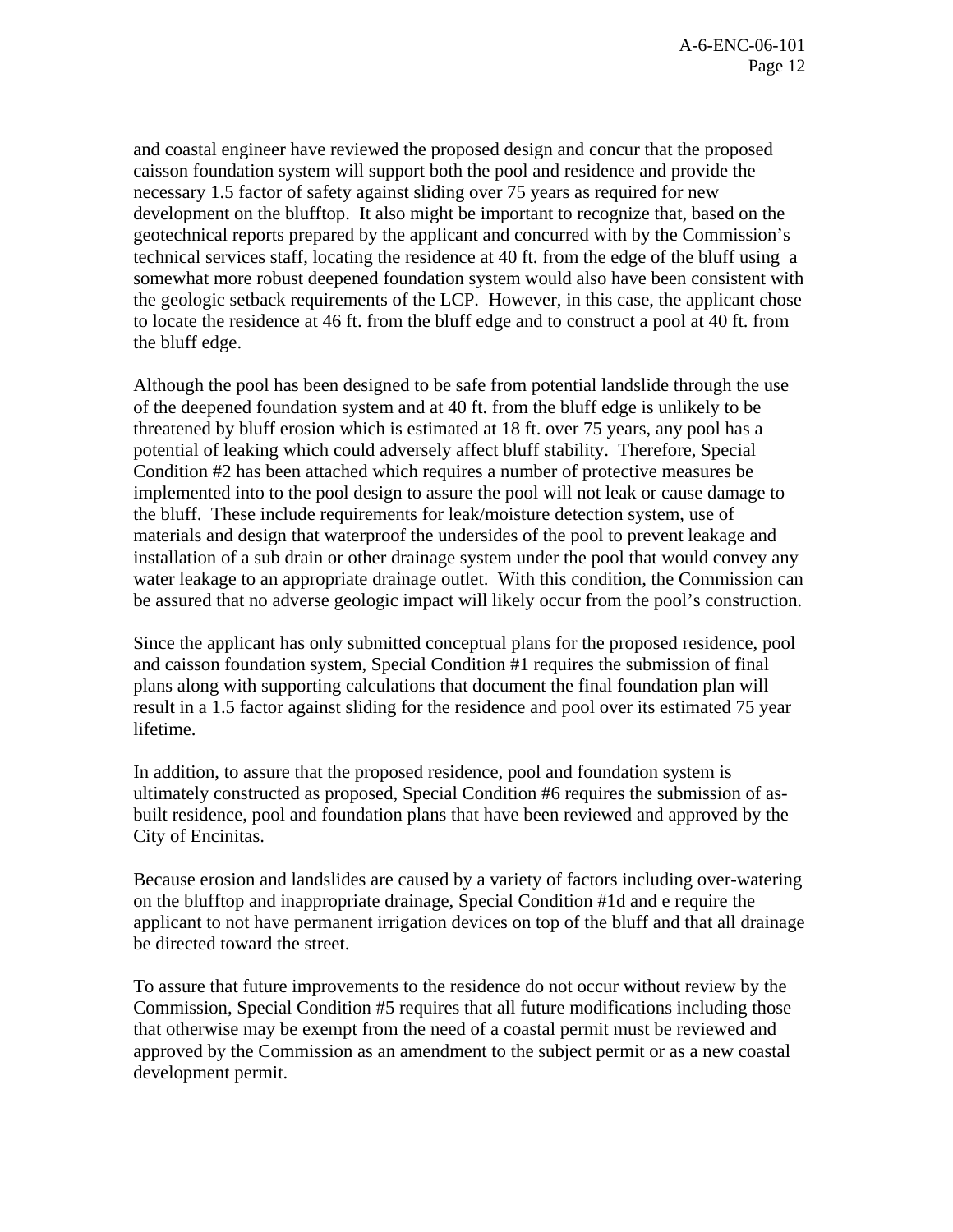and coastal engineer have reviewed the proposed design and concur that the proposed caisson foundation system will support both the pool and residence and provide the necessary 1.5 factor of safety against sliding over 75 years as required for new development on the blufftop. It also might be important to recognize that, based on the geotechnical reports prepared by the applicant and concurred with by the Commission's technical services staff, locating the residence at 40 ft. from the edge of the bluff using a somewhat more robust deepened foundation system would also have been consistent with the geologic setback requirements of the LCP. However, in this case, the applicant chose to locate the residence at 46 ft. from the bluff edge and to construct a pool at 40 ft. from the bluff edge.

Although the pool has been designed to be safe from potential landslide through the use of the deepened foundation system and at 40 ft. from the bluff edge is unlikely to be threatened by bluff erosion which is estimated at 18 ft. over 75 years, any pool has a potential of leaking which could adversely affect bluff stability. Therefore, Special Condition #2 has been attached which requires a number of protective measures be implemented into to the pool design to assure the pool will not leak or cause damage to the bluff. These include requirements for leak/moisture detection system, use of materials and design that waterproof the undersides of the pool to prevent leakage and installation of a sub drain or other drainage system under the pool that would convey any water leakage to an appropriate drainage outlet. With this condition, the Commission can be assured that no adverse geologic impact will likely occur from the pool's construction.

Since the applicant has only submitted conceptual plans for the proposed residence, pool and caisson foundation system, Special Condition #1 requires the submission of final plans along with supporting calculations that document the final foundation plan will result in a 1.5 factor against sliding for the residence and pool over its estimated 75 year lifetime.

In addition, to assure that the proposed residence, pool and foundation system is ultimately constructed as proposed, Special Condition #6 requires the submission of as-built residence, pool and foundation plans that have been reviewed and approved by the City of Encinitas.

Because erosion and landslides are caused by a variety of factors including over-watering on the blufftop and inappropriate drainage, Special Condition #1d and e require the applicant to not have permanent irrigation devices on top of the bluff and that all drainage be directed toward the street.

To assure that future improvements to the residence do not occur without review by the Commission, Special Condition #5 requires that all future modifications including those that otherwise may be exempt from the need of a coastal permit must be reviewed and approved by the Commission as an amendment to the subject permit or as a new coastal development permit.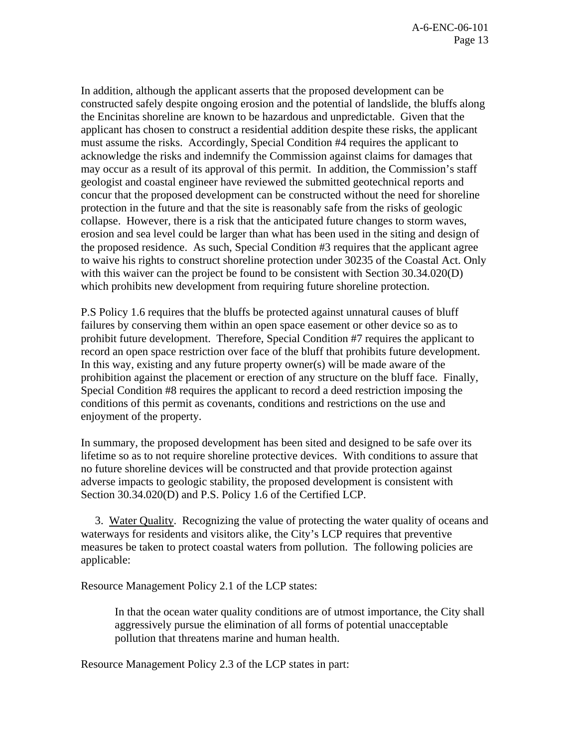In addition, although the applicant asserts that the proposed development can be constructed safely despite ongoing erosion and the potential of landslide, the bluffs along the Encinitas shoreline are known to be hazardous and unpredictable. Given that the applicant has chosen to construct a residential addition despite these risks, the applicant must assume the risks. Accordingly, Special Condition #4 requires the applicant to acknowledge the risks and indemnify the Commission against claims for damages that may occur as a result of its approval of this permit. In addition, the Commission's staff geologist and coastal engineer have reviewed the submitted geotechnical reports and concur that the proposed development can be constructed without the need for shoreline protection in the future and that the site is reasonably safe from the risks of geologic collapse. However, there is a risk that the anticipated future changes to storm waves, erosion and sea level could be larger than what has been used in the siting and design of the proposed residence. As such, Special Condition #3 requires that the applicant agree to waive his rights to construct shoreline protection under 30235 of the Coastal Act. Only with this waiver can the project be found to be consistent with Section 30.34.020(D) which prohibits new development from requiring future shoreline protection.

P.S Policy 1.6 requires that the bluffs be protected against unnatural causes of bluff failures by conserving them within an open space easement or other device so as to prohibit future development. Therefore, Special Condition #7 requires the applicant to record an open space restriction over face of the bluff that prohibits future development. In this way, existing and any future property owner(s) will be made aware of the prohibition against the placement or erection of any structure on the bluff face. Finally, Special Condition #8 requires the applicant to record a deed restriction imposing the conditions of this permit as covenants, conditions and restrictions on the use and enjoyment of the property.

In summary, the proposed development has been sited and designed to be safe over its lifetime so as to not require shoreline protective devices. With conditions to assure that no future shoreline devices will be constructed and that provide protection against adverse impacts to geologic stability, the proposed development is consistent with Section 30.34.020(D) and P.S. Policy 1.6 of the Certified LCP.

3. Water Quality. Recognizing the value of protecting the water quality of oceans and waterways for residents and visitors alike, the City's LCP requires that preventive measures be taken to protect coastal waters from pollution. The following policies are applicable:

Resource Management Policy 2.1 of the LCP states:

> In that the ocean water quality conditions are of utmost importance, the City shall aggressively pursue the elimination of all forms of potential unacceptable pollution that threatens marine and human health.

Resource Management Policy 2.3 of the LCP states in part: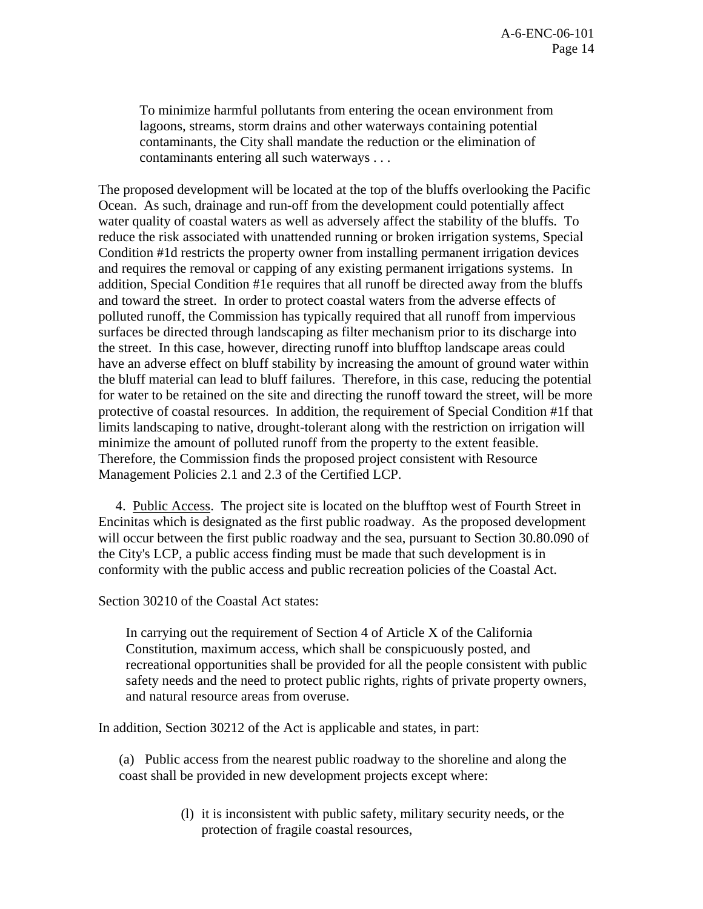> To minimize harmful pollutants from entering the ocean environment from lagoons, streams, storm drains and other waterways containing potential contaminants, the City shall mandate the reduction or the elimination of contaminants entering all such waterways . . .

The proposed development will be located at the top of the bluffs overlooking the Pacific Ocean. As such, drainage and run-off from the development could potentially affect water quality of coastal waters as well as adversely affect the stability of the bluffs. To reduce the risk associated with unattended running or broken irrigation systems, Special Condition #1d restricts the property owner from installing permanent irrigation devices and requires the removal or capping of any existing permanent irrigations systems. In addition, Special Condition #1e requires that all runoff be directed away from the bluffs and toward the street. In order to protect coastal waters from the adverse effects of polluted runoff, the Commission has typically required that all runoff from impervious surfaces be directed through landscaping as filter mechanism prior to its discharge into the street. In this case, however, directing runoff into blufftop landscape areas could have an adverse effect on bluff stability by increasing the amount of ground water within the bluff material can lead to bluff failures. Therefore, in this case, reducing the potential for water to be retained on the site and directing the runoff toward the street, will be more protective of coastal resources. In addition, the requirement of Special Condition #1f that limits landscaping to native, drought-tolerant along with the restriction on irrigation will minimize the amount of polluted runoff from the property to the extent feasible. Therefore, the Commission finds the proposed project consistent with Resource Management Policies 2.1 and 2.3 of the Certified LCP.

4. <u>Public Access</u>. The project site is located on the blufftop west of Fourth Street in Encinitas which is designated as the first public roadway. As the proposed development will occur between the first public roadway and the sea, pursuant to Section 30.80.090 of the City's LCP, a public access finding must be made that such development is in conformity with the public access and public recreation policies of the Coastal Act.

Section 30210 of the Coastal Act states:

> In carrying out the requirement of Section 4 of Article X of the California Constitution, maximum access, which shall be conspicuously posted, and recreational opportunities shall be provided for all the people consistent with public safety needs and the need to protect public rights, rights of private property owners, and natural resource areas from overuse.

In addition, Section 30212 of the Act is applicable and states, in part:

> (a) Public access from the nearest public roadway to the shoreline and along the coast shall be provided in new development projects except where:
>
> (l) it is inconsistent with public safety, military security needs, or the protection of fragile coastal resources,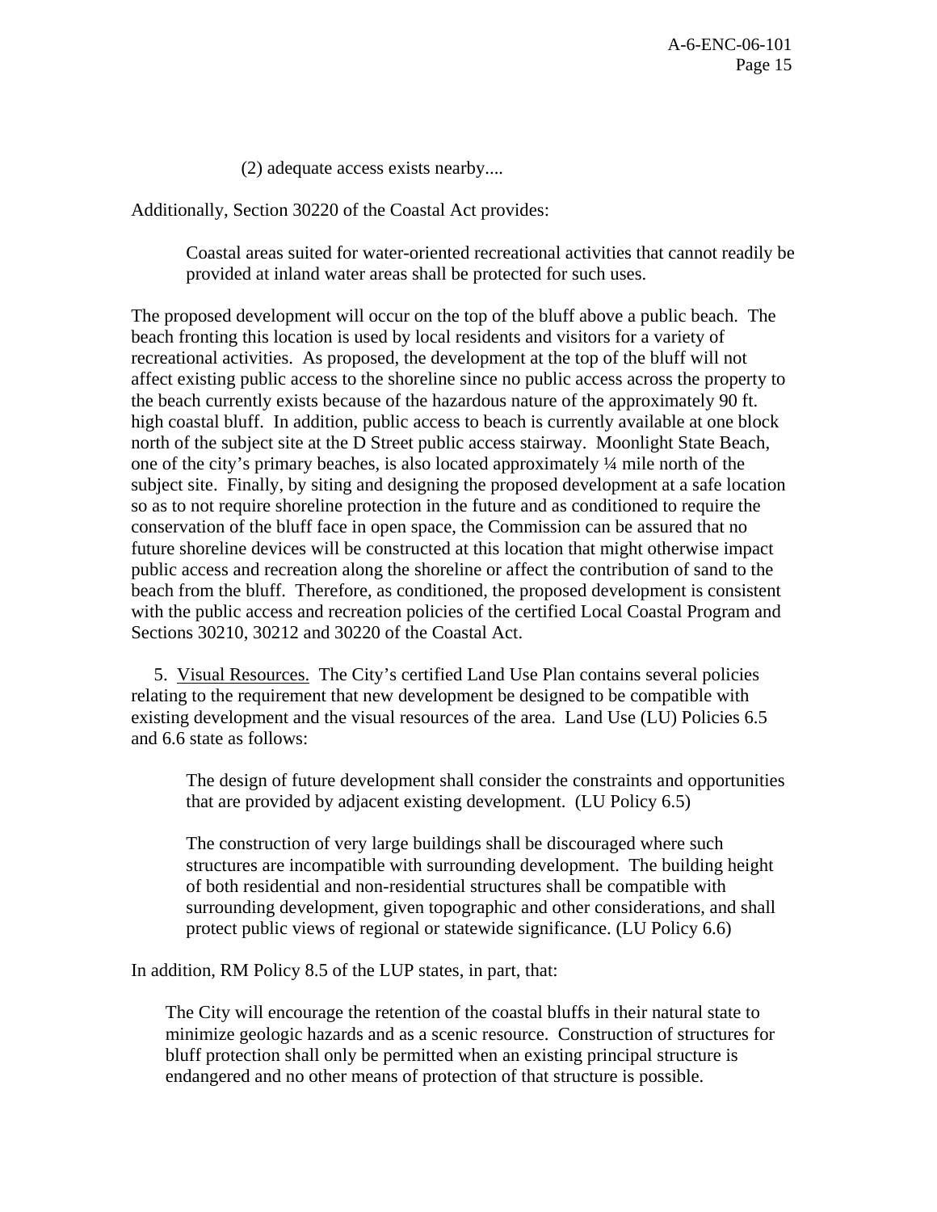(2) adequate access exists nearby....

Additionally, Section 30220 of the Coastal Act provides:

> Coastal areas suited for water-oriented recreational activities that cannot readily be provided at inland water areas shall be protected for such uses.

The proposed development will occur on the top of the bluff above a public beach. The beach fronting this location is used by local residents and visitors for a variety of recreational activities. As proposed, the development at the top of the bluff will not affect existing public access to the shoreline since no public access across the property to the beach currently exists because of the hazardous nature of the approximately 90 ft. high coastal bluff. In addition, public access to beach is currently available at one block north of the subject site at the D Street public access stairway. Moonlight State Beach, one of the city's primary beaches, is also located approximately ¼ mile north of the subject site. Finally, by siting and designing the proposed development at a safe location so as to not require shoreline protection in the future and as conditioned to require the conservation of the bluff face in open space, the Commission can be assured that no future shoreline devices will be constructed at this location that might otherwise impact public access and recreation along the shoreline or affect the contribution of sand to the beach from the bluff. Therefore, as conditioned, the proposed development is consistent with the public access and recreation policies of the certified Local Coastal Program and Sections 30210, 30212 and 30220 of the Coastal Act.

5. Visual Resources. The City's certified Land Use Plan contains several policies relating to the requirement that new development be designed to be compatible with existing development and the visual resources of the area. Land Use (LU) Policies 6.5 and 6.6 state as follows:

> The design of future development shall consider the constraints and opportunities that are provided by adjacent existing development. (LU Policy 6.5)
>
> The construction of very large buildings shall be discouraged where such structures are incompatible with surrounding development. The building height of both residential and non-residential structures shall be compatible with surrounding development, given topographic and other considerations, and shall protect public views of regional or statewide significance. (LU Policy 6.6)

In addition, RM Policy 8.5 of the LUP states, in part, that:

> The City will encourage the retention of the coastal bluffs in their natural state to minimize geologic hazards and as a scenic resource. Construction of structures for bluff protection shall only be permitted when an existing principal structure is endangered and no other means of protection of that structure is possible.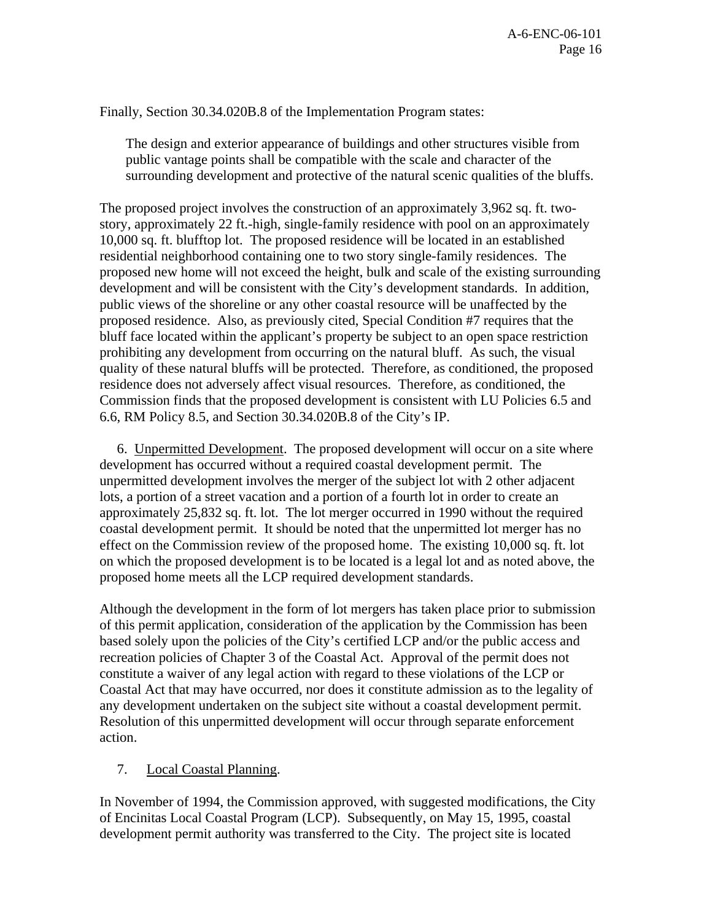Finally, Section 30.34.020B.8 of the Implementation Program states:

> The design and exterior appearance of buildings and other structures visible from public vantage points shall be compatible with the scale and character of the surrounding development and protective of the natural scenic qualities of the bluffs.

The proposed project involves the construction of an approximately 3,962 sq. ft. two-story, approximately 22 ft.-high, single-family residence with pool on an approximately 10,000 sq. ft. blufftop lot. The proposed residence will be located in an established residential neighborhood containing one to two story single-family residences. The proposed new home will not exceed the height, bulk and scale of the existing surrounding development and will be consistent with the City's development standards. In addition, public views of the shoreline or any other coastal resource will be unaffected by the proposed residence. Also, as previously cited, Special Condition #7 requires that the bluff face located within the applicant's property be subject to an open space restriction prohibiting any development from occurring on the natural bluff. As such, the visual quality of these natural bluffs will be protected. Therefore, as conditioned, the proposed residence does not adversely affect visual resources. Therefore, as conditioned, the Commission finds that the proposed development is consistent with LU Policies 6.5 and 6.6, RM Policy 8.5, and Section 30.34.020B.8 of the City's IP.

6. Unpermitted Development. The proposed development will occur on a site where development has occurred without a required coastal development permit. The unpermitted development involves the merger of the subject lot with 2 other adjacent lots, a portion of a street vacation and a portion of a fourth lot in order to create an approximately 25,832 sq. ft. lot. The lot merger occurred in 1990 without the required coastal development permit. It should be noted that the unpermitted lot merger has no effect on the Commission review of the proposed home. The existing 10,000 sq. ft. lot on which the proposed development is to be located is a legal lot and as noted above, the proposed home meets all the LCP required development standards.

Although the development in the form of lot mergers has taken place prior to submission of this permit application, consideration of the application by the Commission has been based solely upon the policies of the City's certified LCP and/or the public access and recreation policies of Chapter 3 of the Coastal Act. Approval of the permit does not constitute a waiver of any legal action with regard to these violations of the LCP or Coastal Act that may have occurred, nor does it constitute admission as to the legality of any development undertaken on the subject site without a coastal development permit. Resolution of this unpermitted development will occur through separate enforcement action.

7. Local Coastal Planning.

In November of 1994, the Commission approved, with suggested modifications, the City of Encinitas Local Coastal Program (LCP). Subsequently, on May 15, 1995, coastal development permit authority was transferred to the City. The project site is located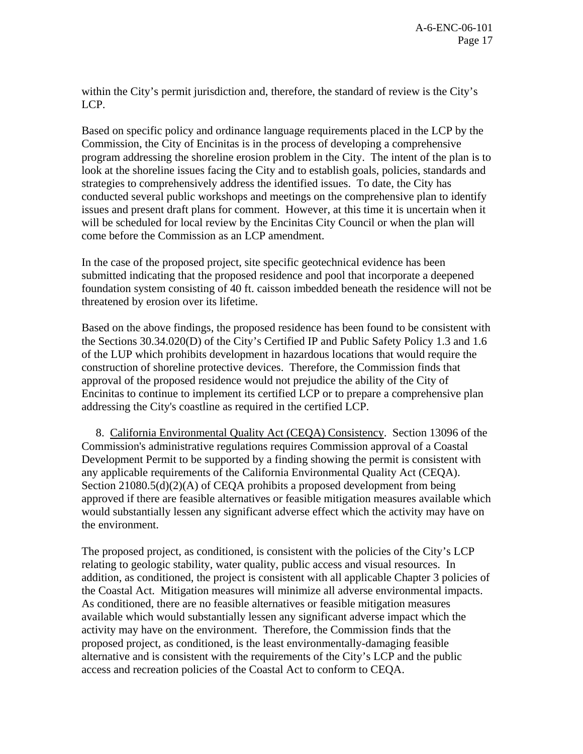within the City's permit jurisdiction and, therefore, the standard of review is the City's LCP.

Based on specific policy and ordinance language requirements placed in the LCP by the Commission, the City of Encinitas is in the process of developing a comprehensive program addressing the shoreline erosion problem in the City. The intent of the plan is to look at the shoreline issues facing the City and to establish goals, policies, standards and strategies to comprehensively address the identified issues. To date, the City has conducted several public workshops and meetings on the comprehensive plan to identify issues and present draft plans for comment. However, at this time it is uncertain when it will be scheduled for local review by the Encinitas City Council or when the plan will come before the Commission as an LCP amendment.

In the case of the proposed project, site specific geotechnical evidence has been submitted indicating that the proposed residence and pool that incorporate a deepened foundation system consisting of 40 ft. caisson imbedded beneath the residence will not be threatened by erosion over its lifetime.

Based on the above findings, the proposed residence has been found to be consistent with the Sections 30.34.020(D) of the City's Certified IP and Public Safety Policy 1.3 and 1.6 of the LUP which prohibits development in hazardous locations that would require the construction of shoreline protective devices. Therefore, the Commission finds that approval of the proposed residence would not prejudice the ability of the City of Encinitas to continue to implement its certified LCP or to prepare a comprehensive plan addressing the City's coastline as required in the certified LCP.

8. <u>California Environmental Quality Act (CEQA) Consistency</u>. Section 13096 of the Commission's administrative regulations requires Commission approval of a Coastal Development Permit to be supported by a finding showing the permit is consistent with any applicable requirements of the California Environmental Quality Act (CEQA). Section 21080.5(d)(2)(A) of CEQA prohibits a proposed development from being approved if there are feasible alternatives or feasible mitigation measures available which would substantially lessen any significant adverse effect which the activity may have on the environment.

The proposed project, as conditioned, is consistent with the policies of the City's LCP relating to geologic stability, water quality, public access and visual resources. In addition, as conditioned, the project is consistent with all applicable Chapter 3 policies of the Coastal Act. Mitigation measures will minimize all adverse environmental impacts. As conditioned, there are no feasible alternatives or feasible mitigation measures available which would substantially lessen any significant adverse impact which the activity may have on the environment. Therefore, the Commission finds that the proposed project, as conditioned, is the least environmentally-damaging feasible alternative and is consistent with the requirements of the City's LCP and the public access and recreation policies of the Coastal Act to conform to CEQA.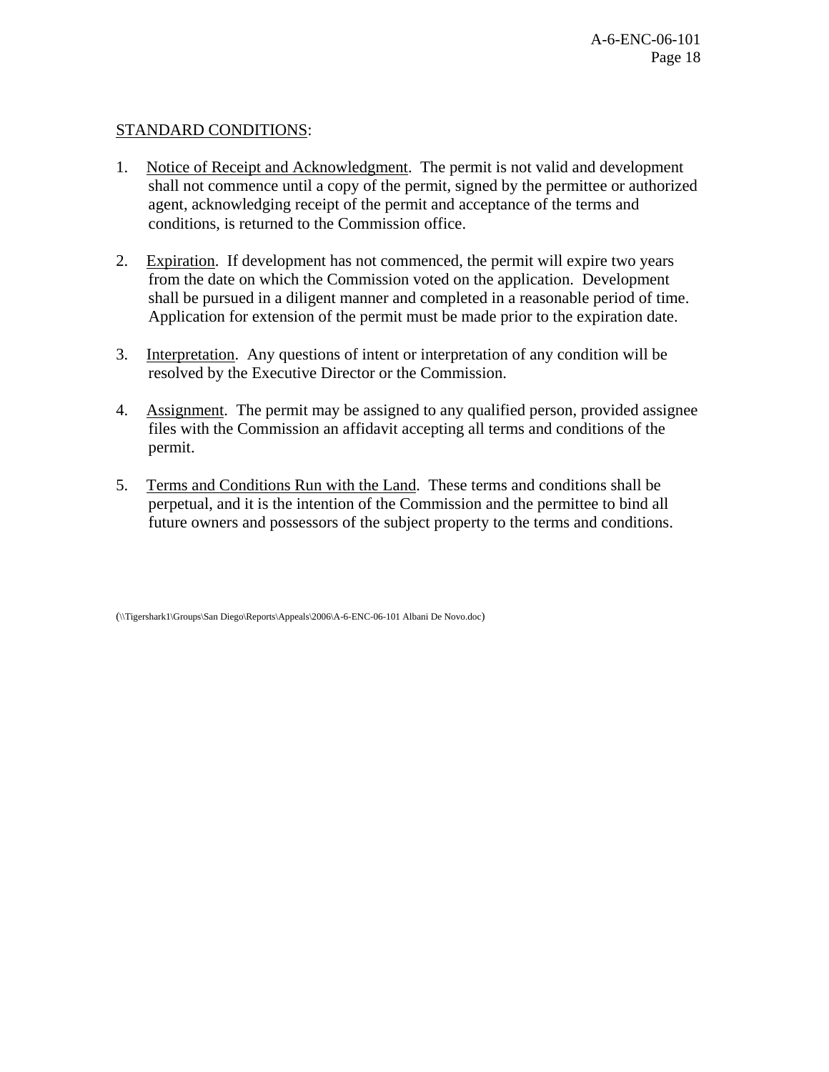STANDARD CONDITIONS:

1. Notice of Receipt and Acknowledgment. The permit is not valid and development shall not commence until a copy of the permit, signed by the permittee or authorized agent, acknowledging receipt of the permit and acceptance of the terms and conditions, is returned to the Commission office.

2. Expiration. If development has not commenced, the permit will expire two years from the date on which the Commission voted on the application. Development shall be pursued in a diligent manner and completed in a reasonable period of time. Application for extension of the permit must be made prior to the expiration date.

3. Interpretation. Any questions of intent or interpretation of any condition will be resolved by the Executive Director or the Commission.

4. Assignment. The permit may be assigned to any qualified person, provided assignee files with the Commission an affidavit accepting all terms and conditions of the permit.

5. Terms and Conditions Run with the Land. These terms and conditions shall be perpetual, and it is the intention of the Commission and the permittee to bind all future owners and possessors of the subject property to the terms and conditions.

(\\Tigershark1\Groups\San Diego\Reports\Appeals\2006\A-6-ENC-06-101 Albani De Novo.doc)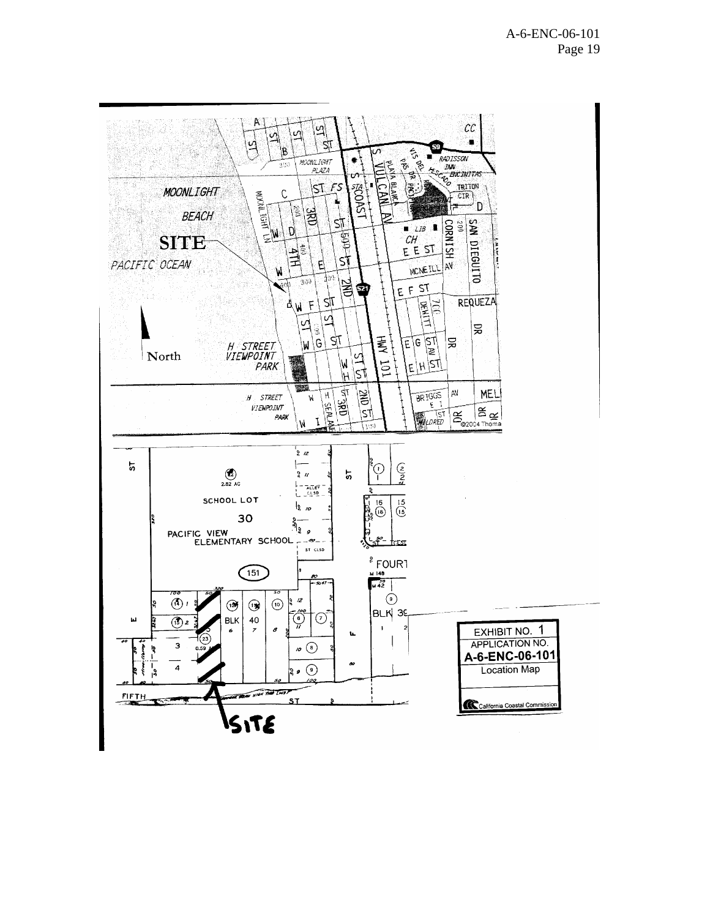EXHIBIT NO. 1

APPLICATION NO.

**A-6-ENC-06-101**

Location Map

California Coastal Commission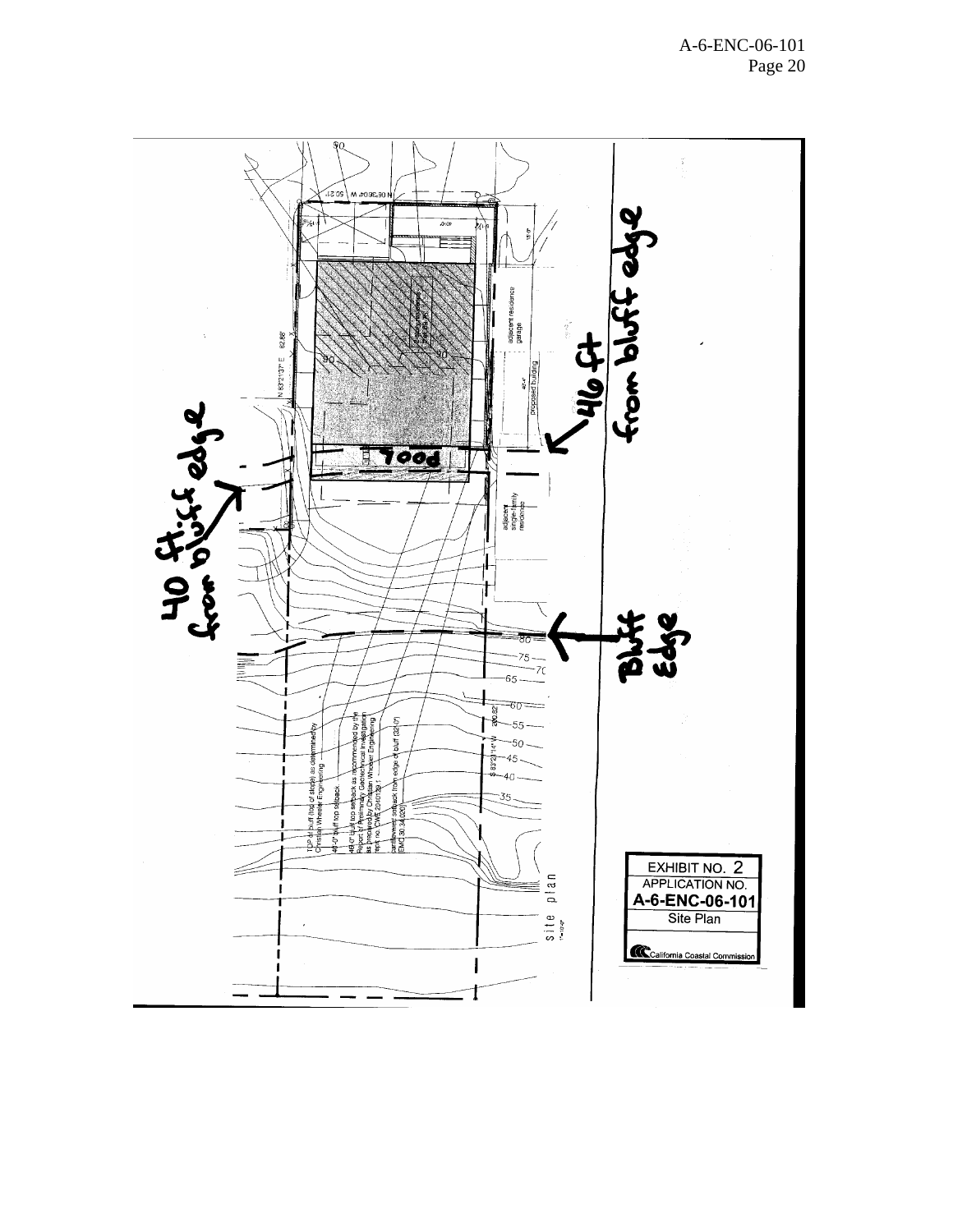40 ft. from bluff edge

46 ft from bluff edge

Pool

Bluff Edge

adjacent residence garage

proposed building

adjacent single-family residence

N 83°21'37" E 82.88'

N 06°36'04" W 60.21'

S 83°21'14" W 200.82'

TOP of bluff (top of slope) as determined by Christian Wheeler Engineering

40'-0" bluff top setback

48'-0" bluff top setback as recommended by the Report of Preliminary Geotechnical Investigation as prepared by Christian Wheeler Engineering rept. no. CWE 2040139.1

cantilevered setback from edge of bluff (32'-0") [ENC 30.34.020]

site plan

EXHIBIT NO. 2
APPLICATION NO.
**A-6-ENC-06-101**
Site Plan

California Coastal Commission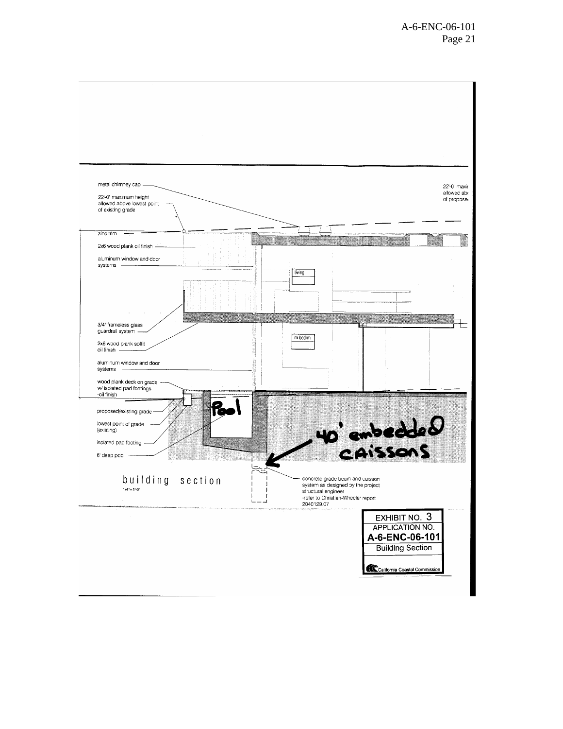metal chimney cap

22'-0" maximum height allowed above lowest point of existing grade

22'-0' maxir allowed abc of propose

zinc trim

2x6 wood plank oil finish

aluminum window and door systems

living

3/4" frameless glass guardrail system

2x6 wood plank soffit oil finish

m bedrm

aluminum window and door systems

wood plank deck on grade w/ isolated pad footings -oil finish

proposed/existing grade

lowest point of grade (existing)

isolated pad footing

6' deep pool

Pool

40' embedded caissons

building section

1/4"=1'-0"

concrete grade beam and caisson system as designed by the project structural engineer -refer to Christian-Wheeler report 2040129.07

EXHIBIT NO. 3
APPLICATION NO.
**A-6-ENC-06-101**
Building Section
California Coastal Commission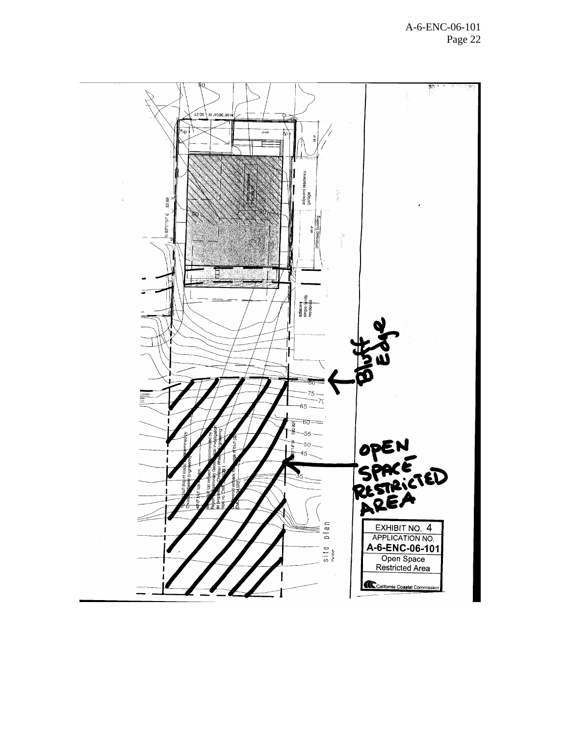Bluff Edge

OPEN SPACE RESTRICTED AREA

EXHIBIT NO. 4
APPLICATION NO.
**A-6-ENC-06-101**
Open Space Restricted Area

California Coastal Commission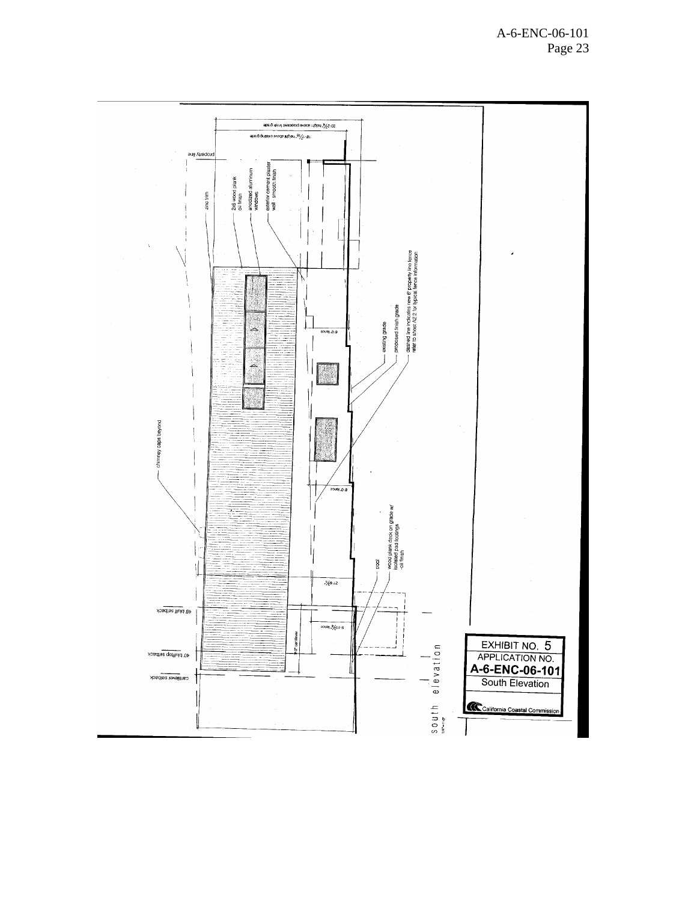EXHIBIT NO. 5
APPLICATION NO.
**A-6-ENC-06-101**
South Elevation

California Coastal Commission

south elevation

20'-2 3/4" height above proposed finish grade

18'-1 1/2" height above existing grade

property line

zinc trim

2x6 wood plank
oil finish

anodized aluminum
windows

exterior cement plaster
wall - smooth finish

chimney caps beyond

6'-0" fence

existing grade

proposed finish grade

dashed line indicates new 6' property line fence
refer to sheet A2.2 for typical fence information

6'-0" fence

pool

wood plank deck on grade w/
isolated pad footings
-oil finish

2'-8 3/4"

5'-11 3/4" fence

2'-0" cantilever

45' bluff setback

40' blufftop setback

cantilever setback